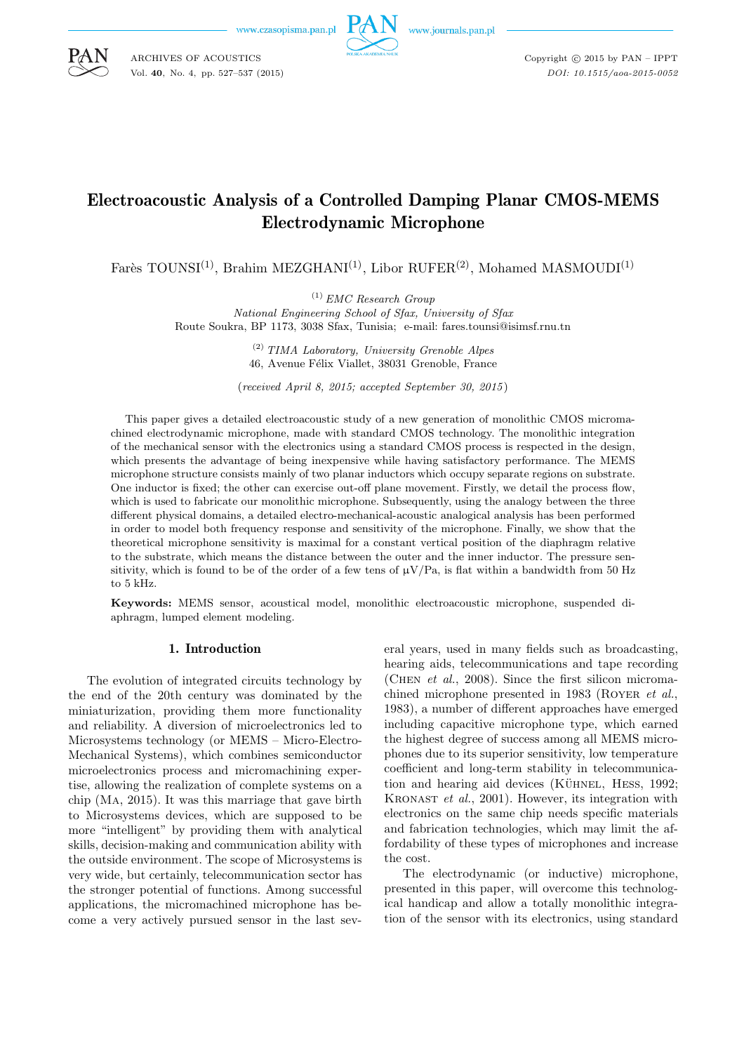# Electroacoustic Analysis of a Controlled Damping Planar CMOS-MEMS Electrodynamic Microphone

Farès TOUNSI[1], Brahim MEZGHANI[1], Libor RUFER[2], Mohamed MASMOUDI[1]

[1] *EMC Research Group*
*National Engineering School of Sfax, University of Sfax*
Route Soukra, BP 1173, 3038 Sfax, Tunisia; e-mail: fares.tounsi@isimsf.rnu.tn

[2] *TIMA Laboratory, University Grenoble Alpes*
46, Avenue Félix Viallet, 38031 Grenoble, France

(*received April 8, 2015; accepted September 30, 2015*)

This paper gives a detailed electroacoustic study of a new generation of monolithic CMOS micromachined electrodynamic microphone, made with standard CMOS technology. The monolithic integration of the mechanical sensor with the electronics using a standard CMOS process is respected in the design, which presents the advantage of being inexpensive while having satisfactory performance. The MEMS microphone structure consists mainly of two planar inductors which occupy separate regions on substrate. One inductor is fixed; the other can exercise out-off plane movement. Firstly, we detail the process flow, which is used to fabricate our monolithic microphone. Subsequently, using the analogy between the three different physical domains, a detailed electro-mechanical-acoustic analogical analysis has been performed in order to model both frequency response and sensitivity of the microphone. Finally, we show that the theoretical microphone sensitivity is maximal for a constant vertical position of the diaphragm relative to the substrate, which means the distance between the outer and the inner inductor. The pressure sensitivity, which is found to be of the order of a few tens of μV/Pa, is flat within a bandwidth from 50 Hz to 5 kHz.

**Keywords:** MEMS sensor, acoustical model, monolithic electroacoustic microphone, suspended diaphragm, lumped element modeling.

## 1. Introduction

The evolution of integrated circuits technology by the end of the 20th century was dominated by the miniaturization, providing them more functionality and reliability. A diversion of microelectronics led to Microsystems technology (or MEMS – Micro-Electro-Mechanical Systems), which combines semiconductor microelectronics process and micromachining expertise, allowing the realization of complete systems on a chip (Ma, 2015). It was this marriage that gave birth to Microsystems devices, which are supposed to be more "intelligent" by providing them with analytical skills, decision-making and communication ability with the outside environment. The scope of Microsystems is very wide, but certainly, telecommunication sector has the stronger potential of functions. Among successful applications, the micromachined microphone has become a very actively pursued sensor in the last several years, used in many fields such as broadcasting, hearing aids, telecommunications and tape recording (Chen *et al.*, 2008). Since the first silicon micromachined microphone presented in 1983 (Royer *et al.*, 1983), a number of different approaches have emerged including capacitive microphone type, which earned the highest degree of success among all MEMS microphones due to its superior sensitivity, low temperature coefficient and long-term stability in telecommunication and hearing aid devices (Kühnel, Hess, 1992; Kronast *et al.*, 2001). However, its integration with electronics on the same chip needs specific materials and fabrication technologies, which may limit the affordability of these types of microphones and increase the cost.

The electrodynamic (or inductive) microphone, presented in this paper, will overcome this technological handicap and allow a totally monolithic integration of the sensor with its electronics, using standard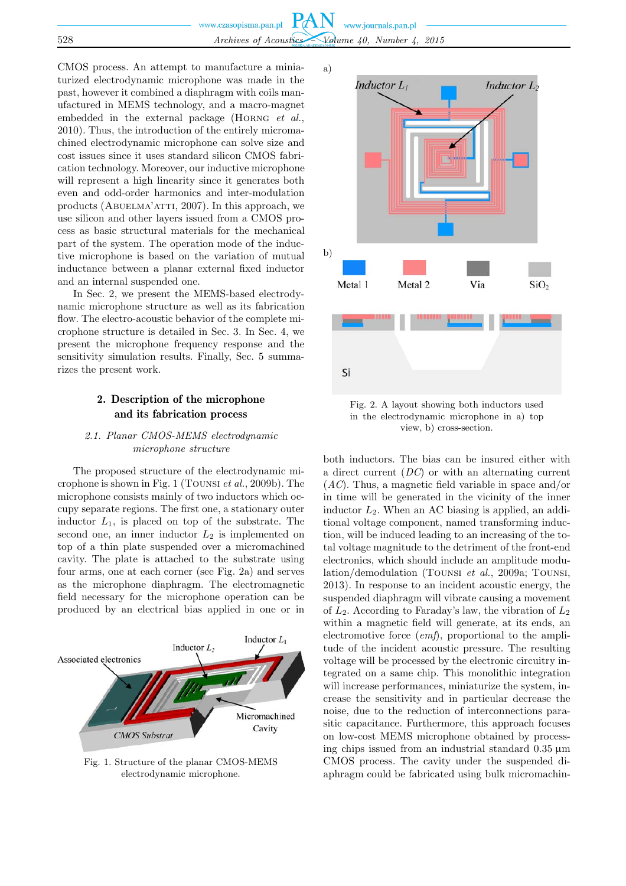CMOS process. An attempt to manufacture a miniaturized electrodynamic microphone was made in the past, however it combined a diaphragm with coils manufactured in MEMS technology, and a macro-magnet embedded in the external package (Horng *et al.*, 2010). Thus, the introduction of the entirely micromachined electrodynamic microphone can solve size and cost issues since it uses standard silicon CMOS fabrication technology. Moreover, our inductive microphone will represent a high linearity since it generates both even and odd-order harmonics and inter-modulation products (Abuelma'atti, 2007). In this approach, we use silicon and other layers issued from a CMOS process as basic structural materials for the mechanical part of the system. The operation mode of the inductive microphone is based on the variation of mutual inductance between a planar external fixed inductor and an internal suspended one.

In Sec. 2, we present the MEMS-based electrodynamic microphone structure as well as its fabrication flow. The electro-acoustic behavior of the complete microphone structure is detailed in Sec. 3. In Sec. 4, we present the microphone frequency response and the sensitivity simulation results. Finally, Sec. 5 summarizes the present work.

## 2. Description of the microphone and its fabrication process

### 2.1. Planar CMOS-MEMS electrodynamic microphone structure

The proposed structure of the electrodynamic microphone is shown in Fig. 1 (Tounsi *et al.*, 2009b). The microphone consists mainly of two inductors which occupy separate regions. The first one, a stationary outer inductor $L_1$, is placed on top of the substrate. The second one, an inner inductor $L_2$ is implemented on top of a thin plate suspended over a micromachined cavity. The plate is attached to the substrate using four arms, one at each corner (see Fig. 2a) and serves as the microphone diaphragm. The electromagnetic field necessary for the microphone operation can be produced by an electrical bias applied in one or in both inductors. The bias can be insured either with a direct current (*DC*) or with an alternating current (*AC*). Thus, a magnetic field variable in space and/or in time will be generated in the vicinity of the inner inductor $L_2$. When an AC biasing is applied, an additional voltage component, named transforming induction, will be induced leading to an increasing of the total voltage magnitude to the detriment of the front-end electronics, which should include an amplitude modulation/demodulation (Tounsi *et al.*, 2009a; Tounsi, 2013). In response to an incident acoustic energy, the suspended diaphragm will vibrate causing a movement of $L_2$. According to Faraday's law, the vibration of $L_2$ within a magnetic field will generate, at its ends, an electromotive force (*emf*), proportional to the amplitude of the incident acoustic pressure. The resulting voltage will be processed by the electronic circuitry integrated on a same chip. This monolithic integration will increase performances, miniaturize the system, increase the sensitivity and in particular decrease the noise, due to the reduction of interconnections parasitic capacitance. Furthermore, this approach focuses on low-cost MEMS microphone obtained by processing chips issued from an industrial standard 0.35 µm CMOS process. The cavity under the suspended diaphragm could be fabricated using bulk micromachin-

Fig. 1. Structure of the planar CMOS-MEMS electrodynamic microphone.

Fig. 2. A layout showing both inductors used in the electrodynamic microphone in a) top view, b) cross-section.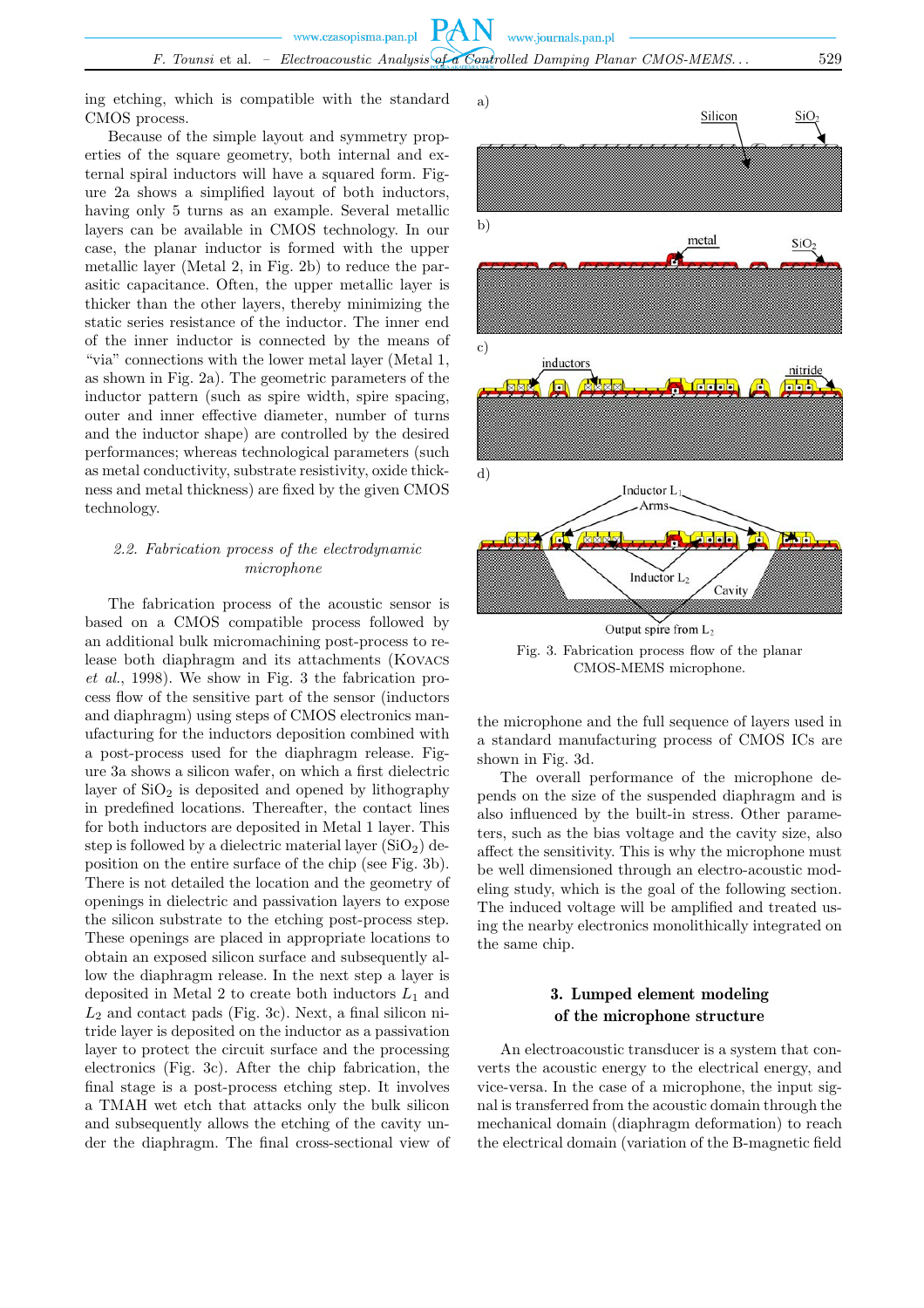ing etching, which is compatible with the standard CMOS process.

Because of the simple layout and symmetry properties of the square geometry, both internal and external spiral inductors will have a squared form. Figure 2a shows a simplified layout of both inductors, having only 5 turns as an example. Several metallic layers can be available in CMOS technology. In our case, the planar inductor is formed with the upper metallic layer (Metal 2, in Fig. 2b) to reduce the parasitic capacitance. Often, the upper metallic layer is thicker than the other layers, thereby minimizing the static series resistance of the inductor. The inner end of the inner inductor is connected by the means of "via" connections with the lower metal layer (Metal 1, as shown in Fig. 2a). The geometric parameters of the inductor pattern (such as spire width, spire spacing, outer and inner effective diameter, number of turns and the inductor shape) are controlled by the desired performances; whereas technological parameters (such as metal conductivity, substrate resistivity, oxide thickness and metal thickness) are fixed by the given CMOS technology.

### 2.2. *Fabrication process of the electrodynamic microphone*

The fabrication process of the acoustic sensor is based on a CMOS compatible process followed by an additional bulk micromachining post-process to release both diaphragm and its attachments (Kovacs *et al.*, 1998). We show in Fig. 3 the fabrication process flow of the sensitive part of the sensor (inductors and diaphragm) using steps of CMOS electronics manufacturing for the inductors deposition combined with a post-process used for the diaphragm release. Figure 3a shows a silicon wafer, on which a first dielectric layer of $SiO_2$ is deposited and opened by lithography in predefined locations. Thereafter, the contact lines for both inductors are deposited in Metal 1 layer. This step is followed by a dielectric material layer ($SiO_2$) deposition on the entire surface of the chip (see Fig. 3b). There is not detailed the location and the geometry of openings in dielectric and passivation layers to expose the silicon substrate to the etching post-process step. These openings are placed in appropriate locations to obtain an exposed silicon surface and subsequently allow the diaphragm release. In the next step a layer is deposited in Metal 2 to create both inductors $L_1$ and $L_2$ and contact pads (Fig. 3c). Next, a final silicon nitride layer is deposited on the inductor as a passivation layer to protect the circuit surface and the processing electronics (Fig. 3c). After the chip fabrication, the final stage is a post-process etching step. It involves a TMAH wet etch that attacks only the bulk silicon and subsequently allows the etching of the cavity under the diaphragm. The final cross-sectional view of the microphone and the full sequence of layers used in a standard manufacturing process of CMOS ICs are shown in Fig. 3d.

Fig. 3. Fabrication process flow of the planar CMOS-MEMS microphone.

The overall performance of the microphone depends on the size of the suspended diaphragm and is also influenced by the built-in stress. Other parameters, such as the bias voltage and the cavity size, also affect the sensitivity. This is why the microphone must be well dimensioned through an electro-acoustic modeling study, which is the goal of the following section. The induced voltage will be amplified and treated using the nearby electronics monolithically integrated on the same chip.

## 3. Lumped element modeling of the microphone structure

An electroacoustic transducer is a system that converts the acoustic energy to the electrical energy, and vice-versa. In the case of a microphone, the input signal is transferred from the acoustic domain through the mechanical domain (diaphragm deformation) to reach the electrical domain (variation of the B-magnetic field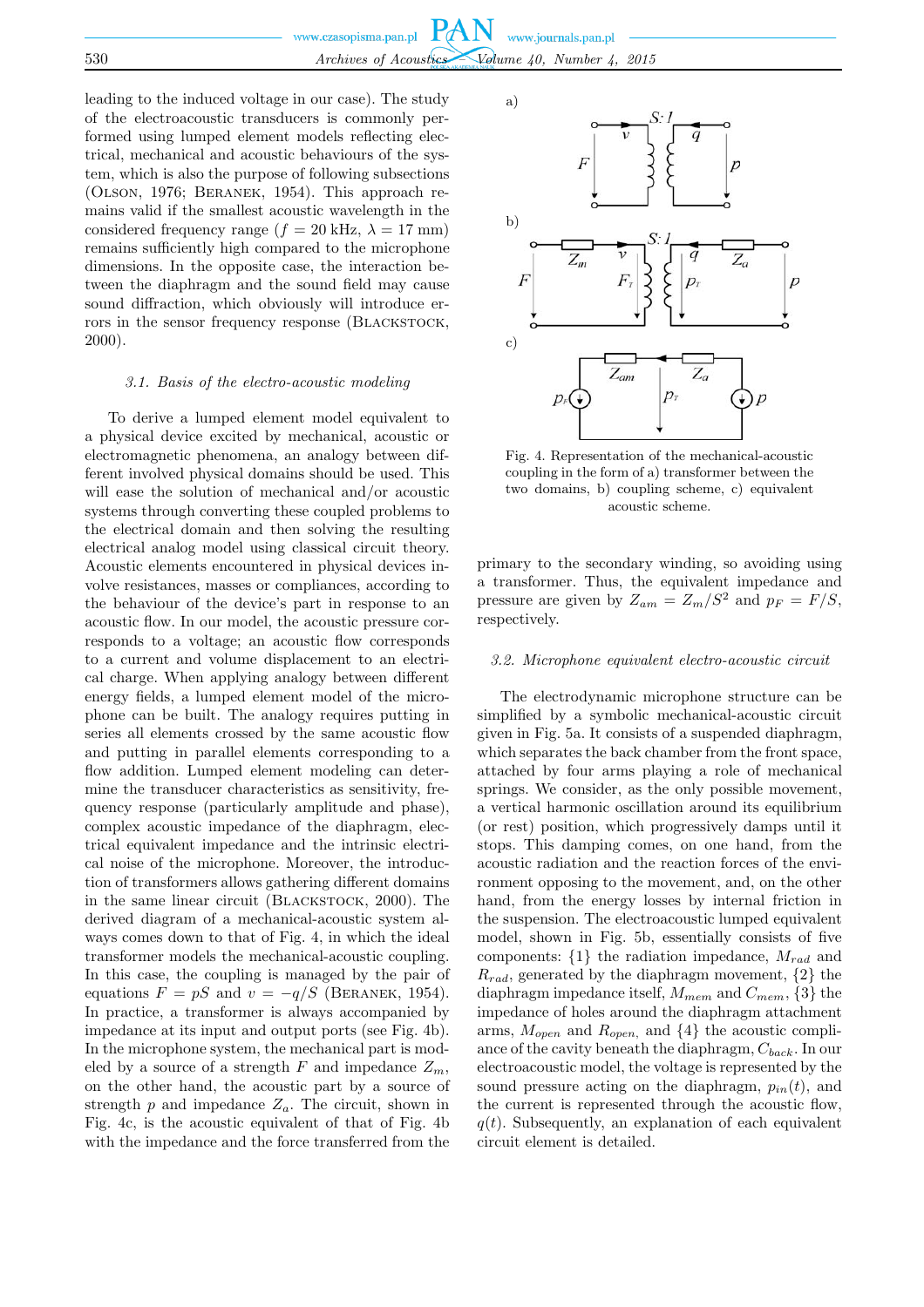leading to the induced voltage in our case). The study of the electroacoustic transducers is commonly performed using lumped element models reflecting electrical, mechanical and acoustic behaviours of the system, which is also the purpose of following subsections (Olson, 1976; Beranek, 1954). This approach remains valid if the smallest acoustic wavelength in the considered frequency range ($f = 20$ kHz, $\lambda = 17$ mm) remains sufficiently high compared to the microphone dimensions. In the opposite case, the interaction between the diaphragm and the sound field may cause sound diffraction, which obviously will introduce errors in the sensor frequency response (Blackstock, 2000).

### 3.1. Basis of the electro-acoustic modeling

To derive a lumped element model equivalent to a physical device excited by mechanical, acoustic or electromagnetic phenomena, an analogy between different involved physical domains should be used. This will ease the solution of mechanical and/or acoustic systems through converting these coupled problems to the electrical domain and then solving the resulting electrical analog model using classical circuit theory. Acoustic elements encountered in physical devices involve resistances, masses or compliances, according to the behaviour of the device's part in response to an acoustic flow. In our model, the acoustic pressure corresponds to a voltage; an acoustic flow corresponds to a current and volume displacement to an electrical charge. When applying analogy between different energy fields, a lumped element model of the microphone can be built. The analogy requires putting in series all elements crossed by the same acoustic flow and putting in parallel elements corresponding to a flow addition. Lumped element modeling can determine the transducer characteristics as sensitivity, frequency response (particularly amplitude and phase), complex acoustic impedance of the diaphragm, electrical equivalent impedance and the intrinsic electrical noise of the microphone. Moreover, the introduction of transformers allows gathering different domains in the same linear circuit (Blackstock, 2000). The derived diagram of a mechanical-acoustic system always comes down to that of Fig. 4, in which the ideal transformer models the mechanical-acoustic coupling. In this case, the coupling is managed by the pair of equations $F = pS$ and $v = -q/S$ (Beranek, 1954). In practice, a transformer is always accompanied by impedance at its input and output ports (see Fig. 4b). In the microphone system, the mechanical part is modeled by a source of a strength $F$ and impedance $Z_m$, on the other hand, the acoustic part by a source of strength $p$ and impedance $Z_a$. The circuit, shown in Fig. 4c, is the acoustic equivalent of that of Fig. 4b with the impedance and the force transferred from the primary to the secondary winding, so avoiding using a transformer. Thus, the equivalent impedance and pressure are given by $Z_{am} = Z_m/S^2$ and $p_F = F/S$, respectively.

Fig. 4. Representation of the mechanical-acoustic coupling in the form of a) transformer between the two domains, b) coupling scheme, c) equivalent acoustic scheme.

### 3.2. Microphone equivalent electro-acoustic circuit

The electrodynamic microphone structure can be simplified by a symbolic mechanical-acoustic circuit given in Fig. 5a. It consists of a suspended diaphragm, which separates the back chamber from the front space, attached by four arms playing a role of mechanical springs. We consider, as the only possible movement, a vertical harmonic oscillation around its equilibrium (or rest) position, which progressively damps until it stops. This damping comes, on one hand, from the acoustic radiation and the reaction forces of the environment opposing to the movement, and, on the other hand, from the energy losses by internal friction in the suspension. The electroacoustic lumped equivalent model, shown in Fig. 5b, essentially consists of five components: {1} the radiation impedance, $M_{rad}$ and $R_{rad}$, generated by the diaphragm movement, {2} the diaphragm impedance itself, $M_{mem}$ and $C_{mem}$, {3} the impedance of holes around the diaphragm attachment arms, $M_{open}$ and $R_{open}$, and {4} the acoustic compliance of the cavity beneath the diaphragm, $C_{back}$. In our electroacoustic model, the voltage is represented by the sound pressure acting on the diaphragm, $p_{in}(t)$, and the current is represented through the acoustic flow, $q(t)$. Subsequently, an explanation of each equivalent circuit element is detailed.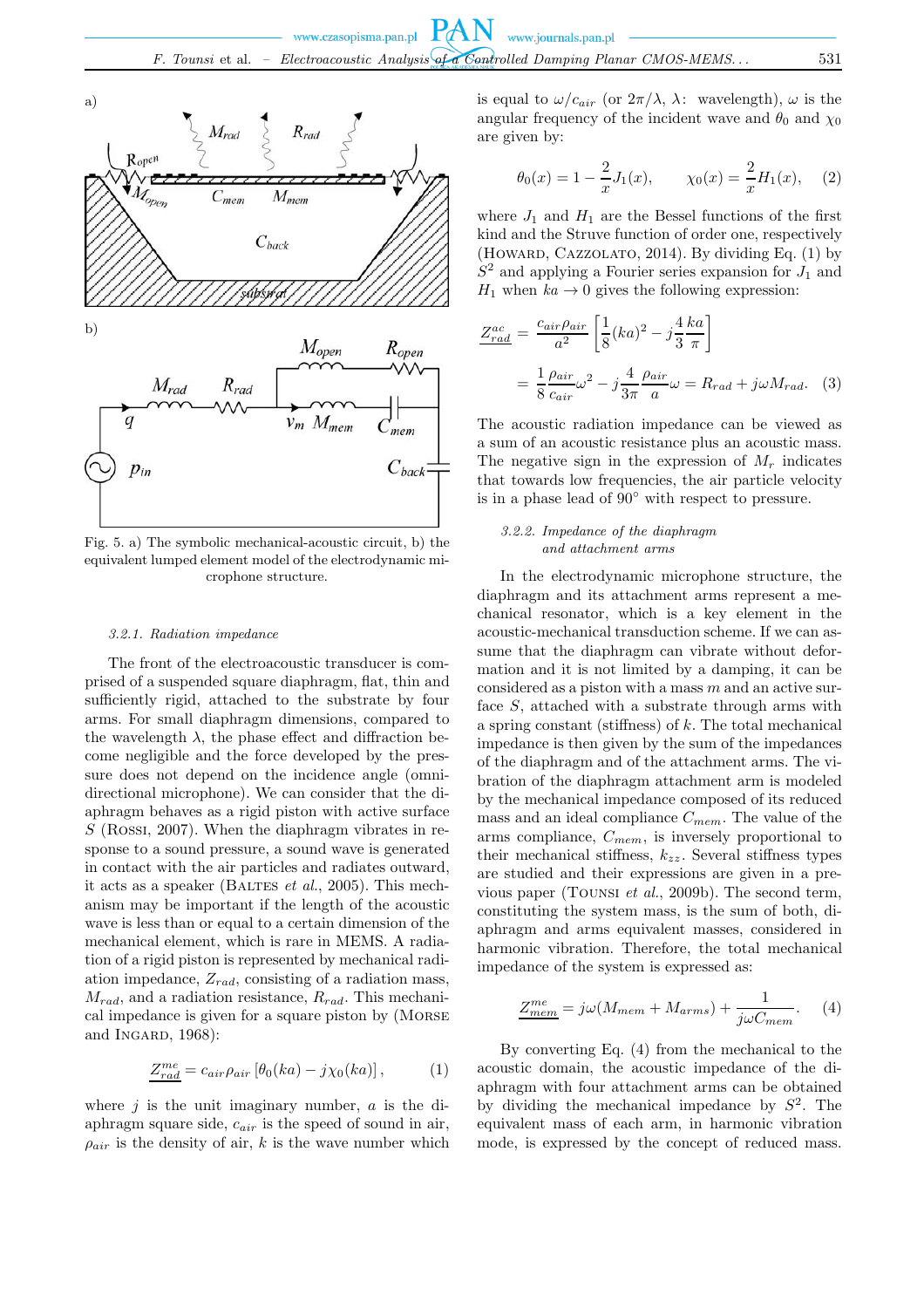Fig. 5. a) The symbolic mechanical-acoustic circuit, b) the equivalent lumped element model of the electrodynamic microphone structure.

#### 3.2.1. Radiation impedance

The front of the electroacoustic transducer is comprised of a suspended square diaphragm, flat, thin and sufficiently rigid, attached to the substrate by four arms. For small diaphragm dimensions, compared to the wavelength $\lambda$, the phase effect and diffraction become negligible and the force developed by the pressure does not depend on the incidence angle (omnidirectional microphone). We can consider that the diaphragm behaves as a rigid piston with active surface $S$ (Rossi, 2007). When the diaphragm vibrates in response to a sound pressure, a sound wave is generated in contact with the air particles and radiates outward, it acts as a speaker (Baltes *et al.*, 2005). This mechanism may be important if the length of the acoustic wave is less than or equal to a certain dimension of the mechanical element, which is rare in MEMS. A radiation of a rigid piston is represented by mechanical radiation impedance, $Z_{rad}$, consisting of a radiation mass, $M_{rad}$, and a radiation resistance, $R_{rad}$. This mechanical impedance is given for a square piston by (Morse and Ingard, 1968):

$$\underline{Z_{rad}^{me}} = c_{air}\rho_{air}\left[\theta_0(ka) - j\chi_0(ka)\right], \qquad (1)$$

where $j$ is the unit imaginary number, $a$ is the diaphragm square side, $c_{air}$ is the speed of sound in air, $\rho_{air}$ is the density of air, $k$ is the wave number which is equal to $\omega/c_{air}$ (or $2\pi/\lambda$, $\lambda$: wavelength), $\omega$ is the angular frequency of the incident wave and $\theta_0$ and $\chi_0$ are given by:

$$\theta_0(x) = 1 - \frac{2}{x}J_1(x), \qquad \chi_0(x) = \frac{2}{x}H_1(x), \qquad (2)$$

where $J_1$ and $H_1$ are the Bessel functions of the first kind and the Struve function of order one, respectively (Howard, Cazzolato, 2014). By dividing Eq. (1) by $S^2$ and applying a Fourier series expansion for $J_1$ and $H_1$ when $ka \to 0$ gives the following expression:

$$\begin{aligned}\underline{Z_{rad}^{ac}} &= \frac{c_{air}\rho_{air}}{a^2}\left[\frac{1}{8}(ka)^2 - j\frac{4}{3}\frac{ka}{\pi}\right] \\ &= \frac{1}{8}\frac{\rho_{air}}{c_{air}}\omega^2 - j\frac{4}{3\pi}\frac{\rho_{air}}{a}\omega = R_{rad} + j\omega M_{rad}. \qquad (3)\end{aligned}$$

The acoustic radiation impedance can be viewed as a sum of an acoustic resistance plus an acoustic mass. The negative sign in the expression of $M_r$ indicates that towards low frequencies, the air particle velocity is in a phase lead of 90° with respect to pressure.

#### 3.2.2. Impedance of the diaphragm and attachment arms

In the electrodynamic microphone structure, the diaphragm and its attachment arms represent a mechanical resonator, which is a key element in the acoustic-mechanical transduction scheme. If we can assume that the diaphragm can vibrate without deformation and it is not limited by a damping, it can be considered as a piston with a mass $m$ and an active surface $S$, attached with a substrate through arms with a spring constant (stiffness) of $k$. The total mechanical impedance is then given by the sum of the impedances of the diaphragm and of the attachment arms. The vibration of the diaphragm attachment arm is modeled by the mechanical impedance composed of its reduced mass and an ideal compliance $C_{mem}$. The value of the arms compliance, $C_{mem}$, is inversely proportional to their mechanical stiffness, $k_{zz}$. Several stiffness types are studied and their expressions are given in a previous paper (Tounsi *et al.*, 2009b). The second term, constituting the system mass, is the sum of both, diaphragm and arms equivalent masses, considered in harmonic vibration. Therefore, the total mechanical impedance of the system is expressed as:

$$\underline{Z_{mem}^{me}} = j\omega(M_{mem} + M_{arms}) + \frac{1}{j\omega C_{mem}}. \qquad (4)$$

By converting Eq. (4) from the mechanical to the acoustic domain, the acoustic impedance of the diaphragm with four attachment arms can be obtained by dividing the mechanical impedance by $S^2$. The equivalent mass of each arm, in harmonic vibration mode, is expressed by the concept of reduced mass.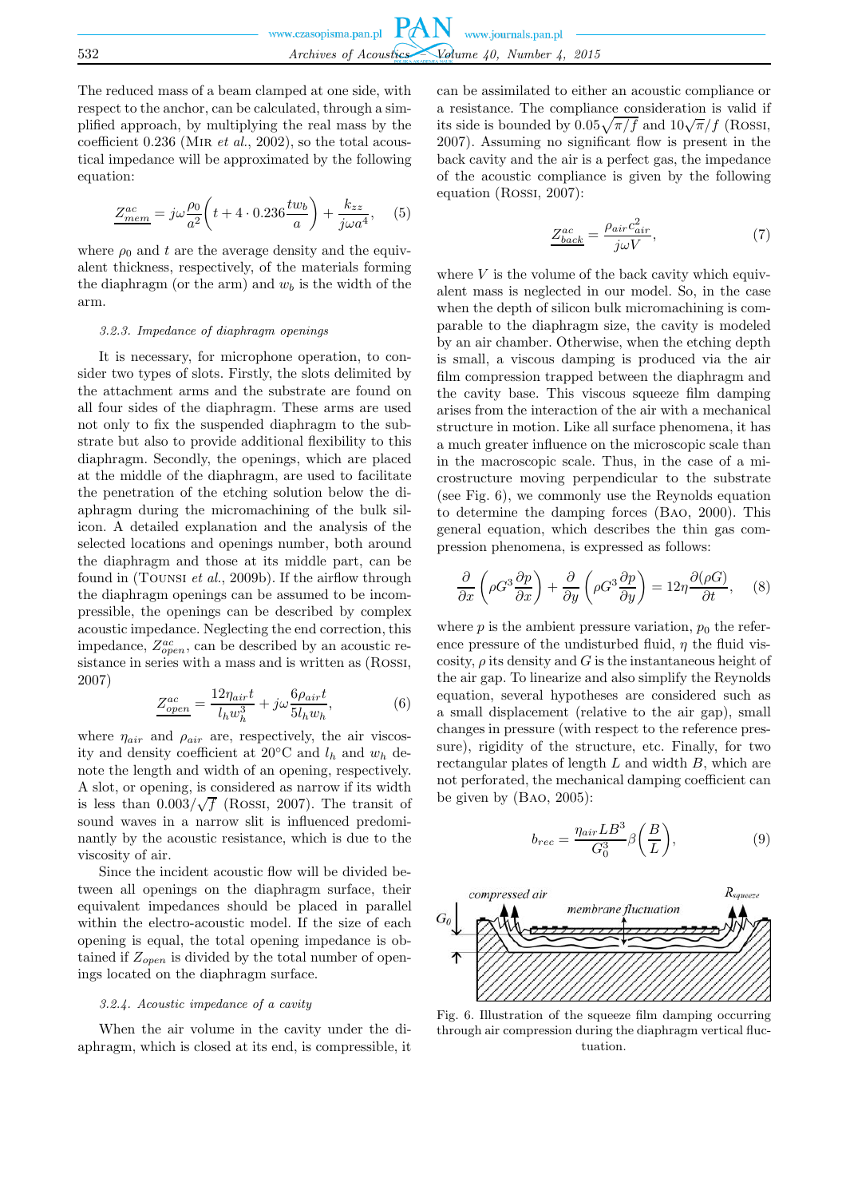The reduced mass of a beam clamped at one side, with respect to the anchor, can be calculated, through a simplified approach, by multiplying the real mass by the coefficient 0.236 (Mir *et al.*, 2002), so the total acoustical impedance will be approximated by the following equation:

$$\underline{Z_{mem}^{ac}} = j\omega\frac{\rho_0}{a^2}\left(t + 4\cdot 0.236\frac{tw_b}{a}\right) + \frac{k_{zz}}{j\omega a^4}, \qquad (5)$$

where $\rho_0$ and $t$ are the average density and the equivalent thickness, respectively, of the materials forming the diaphragm (or the arm) and $w_b$ is the width of the arm.

#### 3.2.3. Impedance of diaphragm openings

It is necessary, for microphone operation, to consider two types of slots. Firstly, the slots delimited by the attachment arms and the substrate are found on all four sides of the diaphragm. These arms are used not only to fix the suspended diaphragm to the substrate but also to provide additional flexibility to this diaphragm. Secondly, the openings, which are placed at the middle of the diaphragm, are used to facilitate the penetration of the etching solution below the diaphragm during the micromachining of the bulk silicon. A detailed explanation and the analysis of the selected locations and openings number, both around the diaphragm and those at its middle part, can be found in (Tounsi *et al.*, 2009b). If the airflow through the diaphragm openings can be assumed to be incompressible, the openings can be described by complex acoustic impedance. Neglecting the end correction, this impedance, $Z_{open}^{ac}$, can be described by an acoustic resistance in series with a mass and is written as (Rossi, 2007)

$$\underline{Z_{open}^{ac}} = \frac{12\eta_{air}t}{l_h w_h^3} + j\omega\frac{6\rho_{air}t}{5l_h w_h}, \qquad (6)$$

where $\eta_{air}$ and $\rho_{air}$ are, respectively, the air viscosity and density coefficient at 20°C and $l_h$ and $w_h$ denote the length and width of an opening, respectively. A slot, or opening, is considered as narrow if its width is less than $0.003/\sqrt{f}$ (Rossi, 2007). The transit of sound waves in a narrow slit is influenced predominantly by the acoustic resistance, which is due to the viscosity of air.

Since the incident acoustic flow will be divided between all openings on the diaphragm surface, their equivalent impedances should be placed in parallel within the electro-acoustic model. If the size of each opening is equal, the total opening impedance is obtained if $Z_{open}$ is divided by the total number of openings located on the diaphragm surface.

#### 3.2.4. Acoustic impedance of a cavity

When the air volume in the cavity under the diaphragm, which is closed at its end, is compressible, it can be assimilated to either an acoustic compliance or a resistance. The compliance consideration is valid if its side is bounded by $0.05\sqrt{\pi/f}$ and $10\sqrt{\pi}/f$ (Rossi, 2007). Assuming no significant flow is present in the back cavity and the air is a perfect gas, the impedance of the acoustic compliance is given by the following equation (Rossi, 2007):

$$\underline{Z_{back}^{ac}} = \frac{\rho_{air}c_{air}^2}{j\omega V}, \qquad (7)$$

where $V$ is the volume of the back cavity which equivalent mass is neglected in our model. So, in the case when the depth of silicon bulk micromachining is comparable to the diaphragm size, the cavity is modeled by an air chamber. Otherwise, when the etching depth is small, a viscous damping is produced via the air film compression trapped between the diaphragm and the cavity base. This viscous squeeze film damping arises from the interaction of the air with a mechanical structure in motion. Like all surface phenomena, it has a much greater influence on the microscopic scale than in the macroscopic scale. Thus, in the case of a microstructure moving perpendicular to the substrate (see Fig. 6), we commonly use the Reynolds equation to determine the damping forces (Bao, 2000). This general equation, which describes the thin gas compression phenomena, is expressed as follows:

$$\frac{\partial}{\partial x}\left(\rho G^3\frac{\partial p}{\partial x}\right) + \frac{\partial}{\partial y}\left(\rho G^3\frac{\partial p}{\partial y}\right) = 12\eta\frac{\partial(\rho G)}{\partial t}, \qquad (8)$$

where $p$ is the ambient pressure variation, $p_0$ the reference pressure of the undisturbed fluid, $\eta$ the fluid viscosity, $\rho$ its density and $G$ is the instantaneous height of the air gap. To linearize and also simplify the Reynolds equation, several hypotheses are considered such as a small displacement (relative to the air gap), small changes in pressure (with respect to the reference pressure), rigidity of the structure, etc. Finally, for two rectangular plates of length $L$ and width $B$, which are not perforated, the mechanical damping coefficient can be given by (Bao, 2005):

$$b_{rec} = \frac{\eta_{air}LB^3}{G_0^3}\beta\left(\frac{B}{L}\right), \qquad (9)$$

Fig. 6. Illustration of the squeeze film damping occurring through air compression during the diaphragm vertical fluctuation.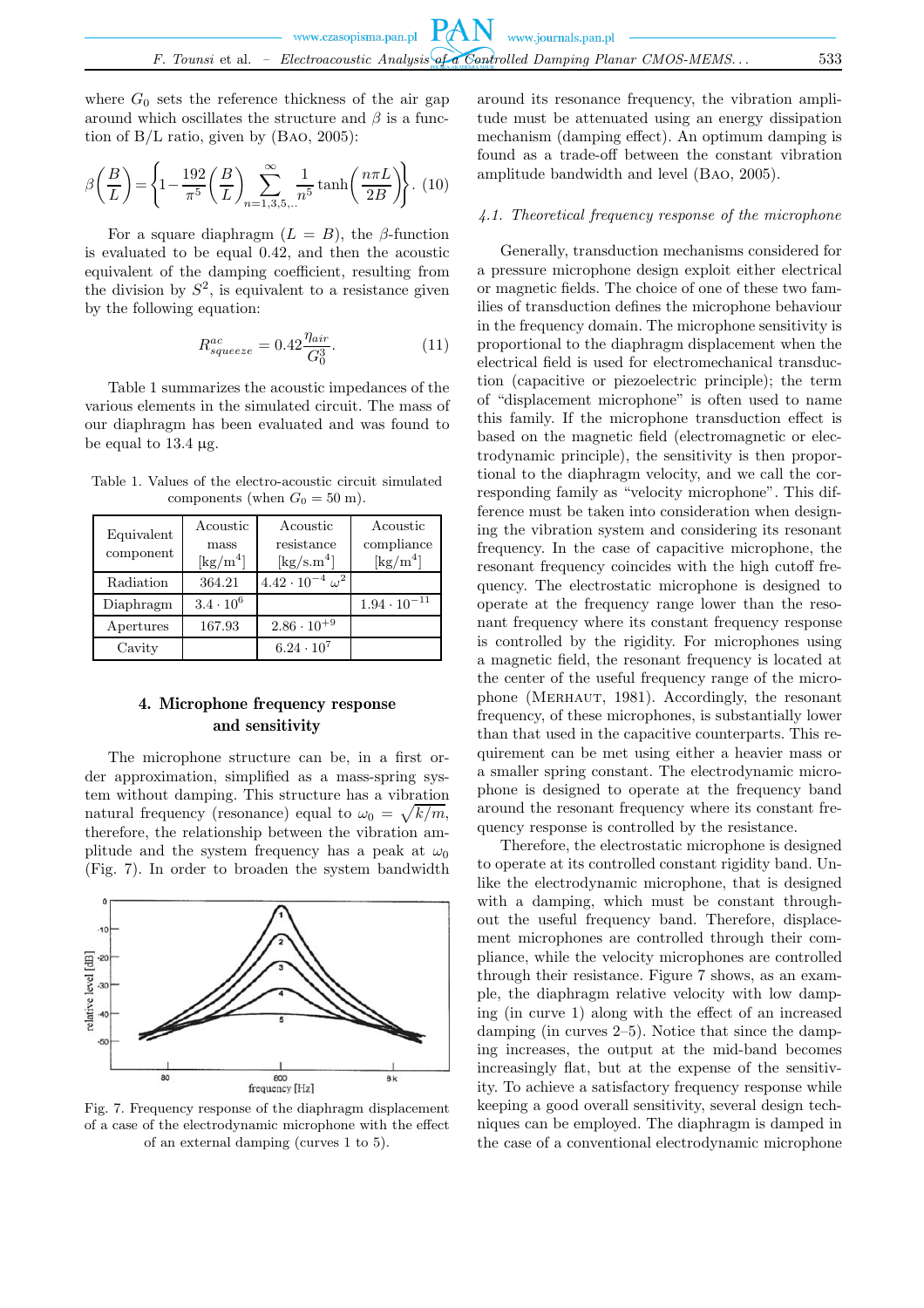where $G_0$ sets the reference thickness of the air gap around which oscillates the structure and $\beta$ is a function of B/L ratio, given by (Bao, 2005):

$$\beta\left(\frac{B}{L}\right) = \left\{1 - \frac{192}{\pi^5}\left(\frac{B}{L}\right)\sum_{n=1,3,5,..}^{\infty}\frac{1}{n^5}\tanh\left(\frac{n\pi L}{2B}\right)\right\}. \quad (10)$$

For a square diaphragm ($L = B$), the $\beta$-function is evaluated to be equal 0.42, and then the acoustic equivalent of the damping coefficient, resulting from the division by $S^2$, is equivalent to a resistance given by the following equation:

$$R^{ac}_{squeeze} = 0.42\frac{\eta_{air}}{G_0^3}. \quad (11)$$

Table 1 summarizes the acoustic impedances of the various elements in the simulated circuit. The mass of our diaphragm has been evaluated and was found to be equal to 13.4 µg.

Table 1. Values of the electro-acoustic circuit simulated components (when $G_0 = 50$ m).

| Equivalent component | Acoustic mass [kg/m$^4$] | Acoustic resistance [kg/s.m$^4$] | Acoustic compliance [kg/m$^4$] |
|---|---|---|---|
| Radiation | 364.21 | $4.42 \cdot 10^{-4}\,\omega^2$ | |
| Diaphragm | $3.4 \cdot 10^6$ | | $1.94 \cdot 10^{-11}$ |
| Apertures | 167.93 | $2.86 \cdot 10^{+9}$ | |
| Cavity | | $6.24 \cdot 10^7$ | |

## 4. Microphone frequency response and sensitivity

The microphone structure can be, in a first order approximation, simplified as a mass-spring system without damping. This structure has a vibration natural frequency (resonance) equal to $\omega_0 = \sqrt{k/m}$, therefore, the relationship between the vibration amplitude and the system frequency has a peak at $\omega_0$ (Fig. 7). In order to broaden the system bandwidth around its resonance frequency, the vibration amplitude must be attenuated using an energy dissipation mechanism (damping effect). An optimum damping is found as a trade-off between the constant vibration amplitude bandwidth and level (Bao, 2005).

Fig. 7. Frequency response of the diaphragm displacement of a case of the electrodynamic microphone with the effect of an external damping (curves 1 to 5).

### 4.1. Theoretical frequency response of the microphone

Generally, transduction mechanisms considered for a pressure microphone design exploit either electrical or magnetic fields. The choice of one of these two families of transduction defines the microphone behaviour in the frequency domain. The microphone sensitivity is proportional to the diaphragm displacement when the electrical field is used for electromechanical transduction (capacitive or piezoelectric principle); the term of "displacement microphone" is often used to name this family. If the microphone transduction effect is based on the magnetic field (electromagnetic or electrodynamic principle), the sensitivity is then proportional to the diaphragm velocity, and we call the corresponding family as "velocity microphone". This difference must be taken into consideration when designing the vibration system and considering its resonant frequency. In the case of capacitive microphone, the resonant frequency coincides with the high cutoff frequency. The electrostatic microphone is designed to operate at the frequency range lower than the resonant frequency where its constant frequency response is controlled by the rigidity. For microphones using a magnetic field, the resonant frequency is located at the center of the useful frequency range of the microphone (Merhaut, 1981). Accordingly, the resonant frequency, of these microphones, is substantially lower than that used in the capacitive counterparts. This requirement can be met using either a heavier mass or a smaller spring constant. The electrodynamic microphone is designed to operate at the frequency band around the resonant frequency where its constant frequency response is controlled by the resistance.

Therefore, the electrostatic microphone is designed to operate at its controlled constant rigidity band. Unlike the electrodynamic microphone, that is designed with a damping, which must be constant throughout the useful frequency band. Therefore, displacement microphones are controlled through their compliance, while the velocity microphones are controlled through their resistance. Figure 7 shows, as an example, the diaphragm relative velocity with low damping (in curve 1) along with the effect of an increased damping (in curves 2–5). Notice that since the damping increases, the output at the mid-band becomes increasingly flat, but at the expense of the sensitivity. To achieve a satisfactory frequency response while keeping a good overall sensitivity, several design techniques can be employed. The diaphragm is damped in the case of a conventional electrodynamic microphone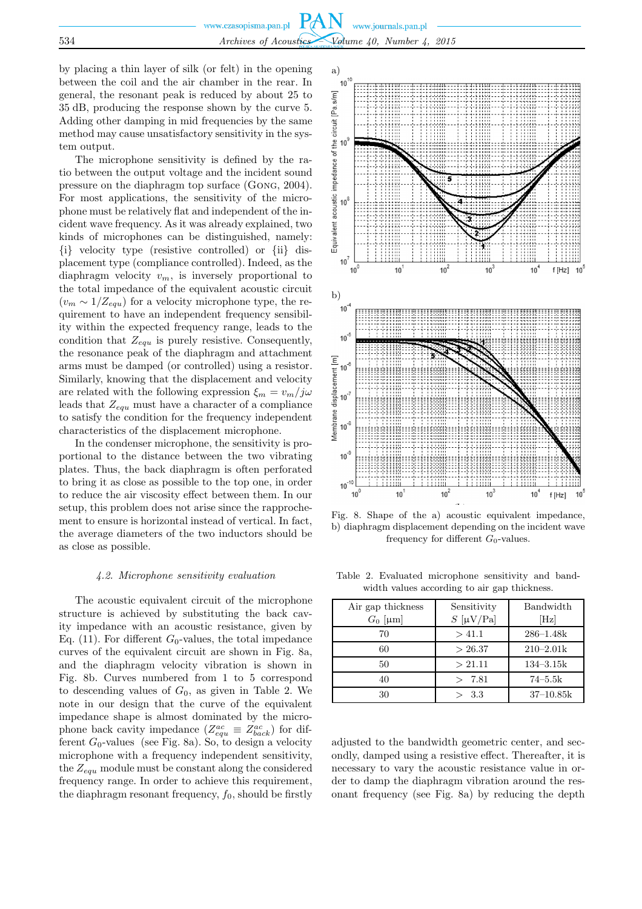by placing a thin layer of silk (or felt) in the opening between the coil and the air chamber in the rear. In general, the resonant peak is reduced by about 25 to 35 dB, producing the response shown by the curve 5. Adding other damping in mid frequencies by the same method may cause unsatisfactory sensitivity in the system output.

The microphone sensitivity is defined by the ratio between the output voltage and the incident sound pressure on the diaphragm top surface (Gong, 2004). For most applications, the sensitivity of the microphone must be relatively flat and independent of the incident wave frequency. As it was already explained, two kinds of microphones can be distinguished, namely: {i} velocity type (resistive controlled) or {ii} displacement type (compliance controlled). Indeed, as the diaphragm velocity $v_m$, is inversely proportional to the total impedance of the equivalent acoustic circuit ($v_m \sim 1/Z_{equ}$) for a velocity microphone type, the requirement to have an independent frequency sensibility within the expected frequency range, leads to the condition that $Z_{equ}$ is purely resistive. Consequently, the resonance peak of the diaphragm and attachment arms must be damped (or controlled) using a resistor. Similarly, knowing that the displacement and velocity are related with the following expression $\xi_m = v_m/j\omega$ leads that $Z_{equ}$ must have a character of a compliance to satisfy the condition for the frequency independent characteristics of the displacement microphone.

In the condenser microphone, the sensitivity is proportional to the distance between the two vibrating plates. Thus, the back diaphragm is often perforated to bring it as close as possible to the top one, in order to reduce the air viscosity effect between them. In our setup, this problem does not arise since the rapprochement to ensure is horizontal instead of vertical. In fact, the average diameters of the two inductors should be as close as possible.

### 4.2. Microphone sensitivity evaluation

The acoustic equivalent circuit of the microphone structure is achieved by substituting the back cavity impedance with an acoustic resistance, given by Eq. (11). For different $G_0$-values, the total impedance curves of the equivalent circuit are shown in Fig. 8a, and the diaphragm velocity vibration is shown in Fig. 8b. Curves numbered from 1 to 5 correspond to descending values of $G_0$, as given in Table 2. We note in our design that the curve of the equivalent impedance shape is almost dominated by the microphone back cavity impedance ($Z^{ac}_{equ} \equiv Z^{ac}_{back}$) for different $G_0$-values (see Fig. 8a). So, to design a velocity microphone with a frequency independent sensitivity, the $Z_{equ}$ module must be constant along the considered frequency range. In order to achieve this requirement, the diaphragm resonant frequency, $f_0$, should be firstly adjusted to the bandwidth geometric center, and secondly, damped using a resistive effect. Thereafter, it is necessary to vary the acoustic resistance value in order to damp the diaphragm vibration around the resonant frequency (see Fig. 8a) by reducing the depth

Fig. 8. Shape of the a) acoustic equivalent impedance, b) diaphragm displacement depending on the incident wave frequency for different $G_0$-values.

Table 2. Evaluated microphone sensitivity and bandwidth values according to air gap thickness.

| Air gap thickness $G_0$ [μm] | Sensitivity $S$ [μV/Pa] | Bandwidth [Hz] |
|---|---|---|
| 70 | > 41.1 | 286–1.48k |
| 60 | > 26.37 | 210–2.01k |
| 50 | > 21.11 | 134–3.15k |
| 40 | > 7.81 | 74–5.5k |
| 30 | > 3.3 | 37–10.85k |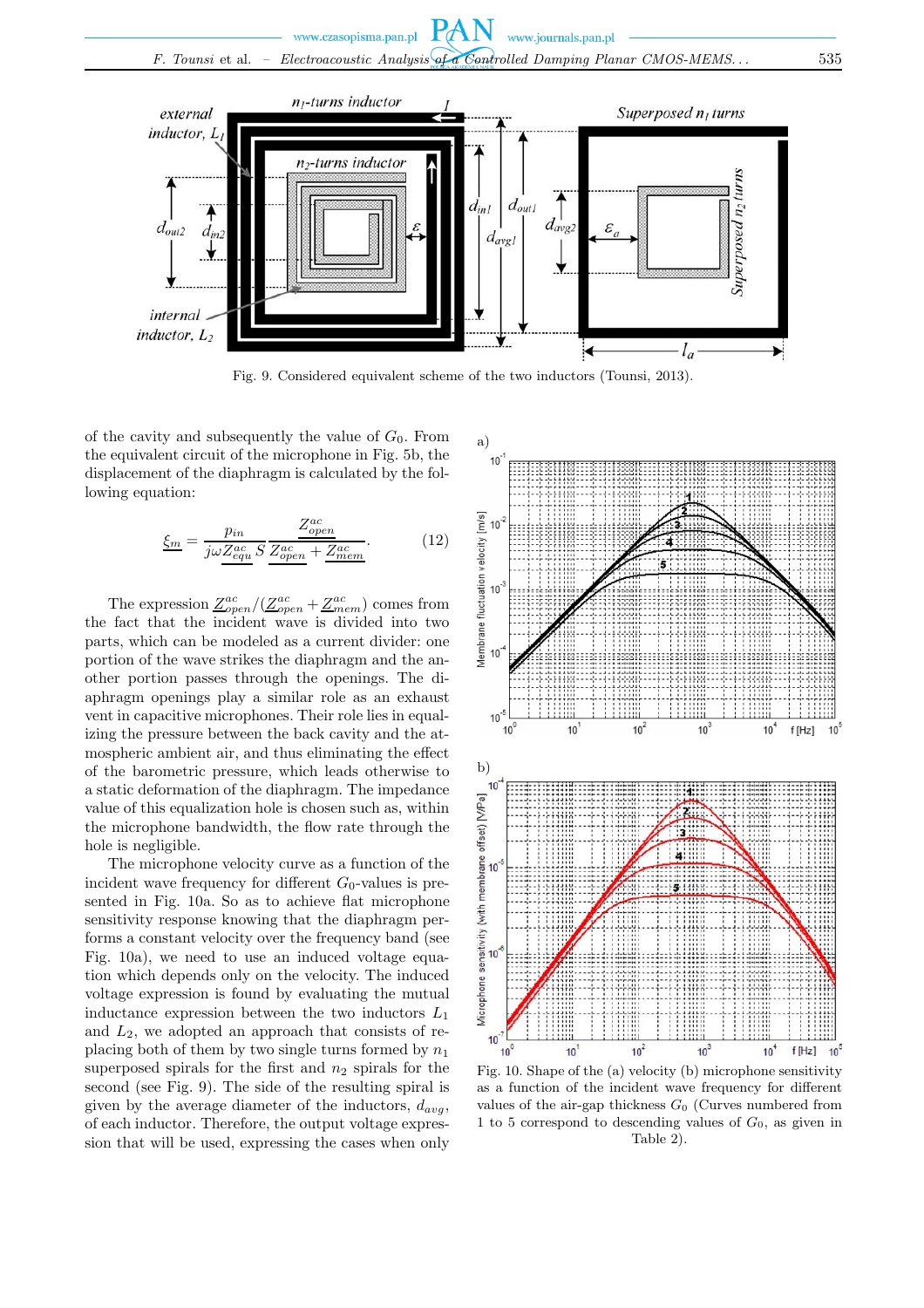Fig. 9. Considered equivalent scheme of the two inductors (Tounsi, 2013).

of the cavity and subsequently the value of $G_0$. From the equivalent circuit of the microphone in Fig. 5b, the displacement of the diaphragm is calculated by the following equation:

$$\underline{\xi_m} = \frac{p_{in}}{j\omega \underline{Z_{equ}^{ac}}\, S} \frac{\underline{Z_{open}^{ac}}}{\underline{Z_{open}^{ac}} + \underline{Z_{mem}^{ac}}}. \tag{12}$$

The expression $\underline{Z_{open}^{ac}}/(\underline{Z_{open}^{ac}} + \underline{Z_{mem}^{ac}})$ comes from the fact that the incident wave is divided into two parts, which can be modeled as a current divider: one portion of the wave strikes the diaphragm and the another portion passes through the openings. The diaphragm openings play a similar role as an exhaust vent in capacitive microphones. Their role lies in equalizing the pressure between the back cavity and the atmospheric ambient air, and thus eliminating the effect of the barometric pressure, which leads otherwise to a static deformation of the diaphragm. The impedance value of this equalization hole is chosen such as, within the microphone bandwidth, the flow rate through the hole is negligible.

The microphone velocity curve as a function of the incident wave frequency for different $G_0$-values is presented in Fig. 10a. So as to achieve flat microphone sensitivity response knowing that the diaphragm performs a constant velocity over the frequency band (see Fig. 10a), we need to use an induced voltage equation which depends only on the velocity. The induced voltage expression is found by evaluating the mutual inductance expression between the two inductors $L_1$ and $L_2$, we adopted an approach that consists of replacing both of them by two single turns formed by $n_1$ superposed spirals for the first and $n_2$ spirals for the second (see Fig. 9). The side of the resulting spiral is given by the average diameter of the inductors, $d_{avg}$, of each inductor. Therefore, the output voltage expression that will be used, expressing the cases when only

Fig. 10. Shape of the (a) velocity (b) microphone sensitivity as a function of the incident wave frequency for different values of the air-gap thickness $G_0$ (Curves numbered from 1 to 5 correspond to descending values of $G_0$, as given in Table 2).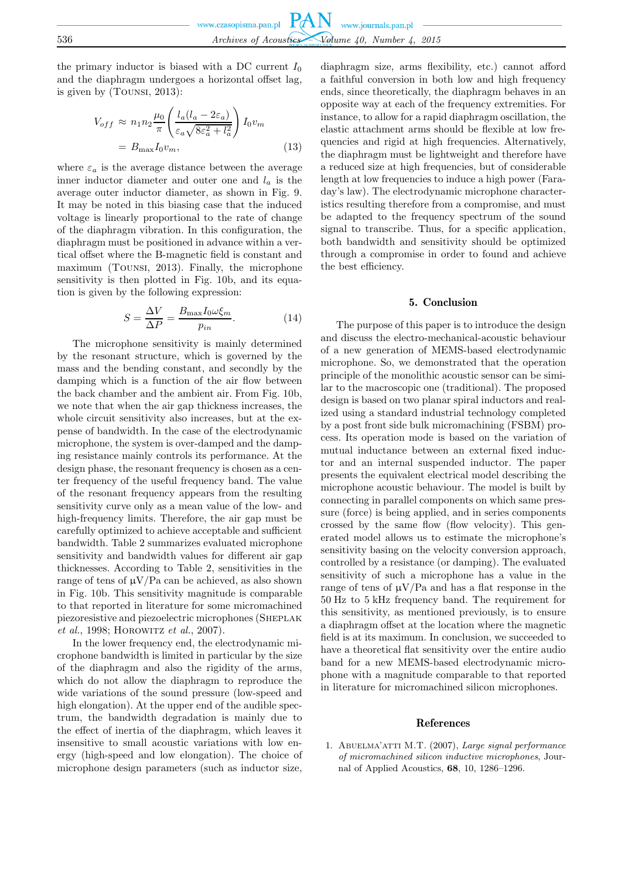the primary inductor is biased with a DC current $I_0$ and the diaphragm undergoes a horizontal offset lag, is given by (Tounsi, 2013):

$$V_{off} \approx n_1 n_2 \frac{\mu_0}{\pi} \left( \frac{l_a(l_a - 2\varepsilon_a)}{\varepsilon_a \sqrt{8\varepsilon_a^2 + l_a^2}} \right) I_0 v_m = B_{\max} I_0 v_m, \tag{13}$$

where $\varepsilon_a$ is the average distance between the average inner inductor diameter and outer one and $l_a$ is the average outer inductor diameter, as shown in Fig. 9. It may be noted in this biasing case that the induced voltage is linearly proportional to the rate of change of the diaphragm vibration. In this configuration, the diaphragm must be positioned in advance within a vertical offset where the B-magnetic field is constant and maximum (Tounsi, 2013). Finally, the microphone sensitivity is then plotted in Fig. 10b, and its equation is given by the following expression:

$$S = \frac{\Delta V}{\Delta P} = \frac{B_{\max} I_0 \omega \xi_m}{p_{in}}. \tag{14}$$

The microphone sensitivity is mainly determined by the resonant structure, which is governed by the mass and the bending constant, and secondly by the damping which is a function of the air flow between the back chamber and the ambient air. From Fig. 10b, we note that when the air gap thickness increases, the whole circuit sensitivity also increases, but at the expense of bandwidth. In the case of the electrodynamic microphone, the system is over-damped and the damping resistance mainly controls its performance. At the design phase, the resonant frequency is chosen as a center frequency of the useful frequency band. The value of the resonant frequency appears from the resulting sensitivity curve only as a mean value of the low- and high-frequency limits. Therefore, the air gap must be carefully optimized to achieve acceptable and sufficient bandwidth. Table 2 summarizes evaluated microphone sensitivity and bandwidth values for different air gap thicknesses. According to Table 2, sensitivities in the range of tens of μV/Pa can be achieved, as also shown in Fig. 10b. This sensitivity magnitude is comparable to that reported in literature for some micromachined piezoresistive and piezoelectric microphones (Sheplak *et al.*, 1998; Horowitz *et al.*, 2007).

In the lower frequency end, the electrodynamic microphone bandwidth is limited in particular by the size of the diaphragm and also the rigidity of the arms, which do not allow the diaphragm to reproduce the wide variations of the sound pressure (low-speed and high elongation). At the upper end of the audible spectrum, the bandwidth degradation is mainly due to the effect of inertia of the diaphragm, which leaves it insensitive to small acoustic variations with low energy (high-speed and low elongation). The choice of microphone design parameters (such as inductor size, diaphragm size, arms flexibility, etc.) cannot afford a faithful conversion in both low and high frequency ends, since theoretically, the diaphragm behaves in an opposite way at each of the frequency extremities. For instance, to allow for a rapid diaphragm oscillation, the elastic attachment arms should be flexible at low frequencies and rigid at high frequencies. Alternatively, the diaphragm must be lightweight and therefore have a reduced size at high frequencies, but of considerable length at low frequencies to induce a high power (Faraday's law). The electrodynamic microphone characteristics resulting therefore from a compromise, and must be adapted to the frequency spectrum of the sound signal to transcribe. Thus, for a specific application, both bandwidth and sensitivity should be optimized through a compromise in order to found and achieve the best efficiency.

## 5. Conclusion

The purpose of this paper is to introduce the design and discuss the electro-mechanical-acoustic behaviour of a new generation of MEMS-based electrodynamic microphone. So, we demonstrated that the operation principle of the monolithic acoustic sensor can be similar to the macroscopic one (traditional). The proposed design is based on two planar spiral inductors and realized using a standard industrial technology completed by a post front side bulk micromachining (FSBM) process. Its operation mode is based on the variation of mutual inductance between an external fixed inductor and an internal suspended inductor. The paper presents the equivalent electrical model describing the microphone acoustic behaviour. The model is built by connecting in parallel components on which same pressure (force) is being applied, and in series components crossed by the same flow (flow velocity). This generated model allows us to estimate the microphone's sensitivity basing on the velocity conversion approach, controlled by a resistance (or damping). The evaluated sensitivity of such a microphone has a value in the range of tens of μV/Pa and has a flat response in the 50 Hz to 5 kHz frequency band. The requirement for this sensitivity, as mentioned previously, is to ensure a diaphragm offset at the location where the magnetic field is at its maximum. In conclusion, we succeeded to have a theoretical flat sensitivity over the entire audio band for a new MEMS-based electrodynamic microphone with a magnitude comparable to that reported in literature for micromachined silicon microphones.

## References

1. Abuelma'atti M.T. (2007), *Large signal performance of micromachined silicon inductive microphones*, Journal of Applied Acoustics, **68**, 10, 1286–1296.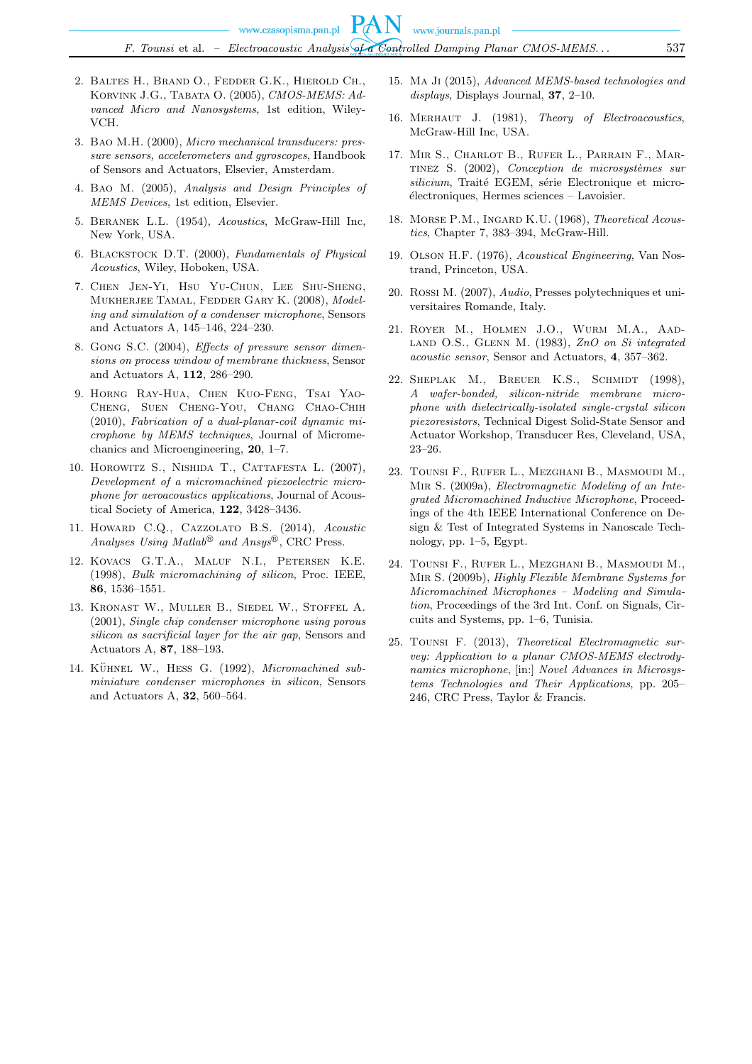2. Baltes H., Brand O., Fedder G.K., Hierold Ch., Korvink J.G., Tabata O. (2005), *CMOS-MEMS: Advanced Micro and Nanosystems*, 1st edition, Wiley-VCH.

3. Bao M.H. (2000), *Micro mechanical transducers: pressure sensors, accelerometers and gyroscopes*, Handbook of Sensors and Actuators, Elsevier, Amsterdam.

4. Bao M. (2005), *Analysis and Design Principles of MEMS Devices*, 1st edition, Elsevier.

5. Beranek L.L. (1954), *Acoustics*, McGraw-Hill Inc, New York, USA.

6. Blackstock D.T. (2000), *Fundamentals of Physical Acoustics*, Wiley, Hoboken, USA.

7. Chen Jen-Yi, Hsu Yu-Chun, Lee Shu-Sheng, Mukherjee Tamal, Fedder Gary K. (2008), *Modeling and simulation of a condenser microphone*, Sensors and Actuators A, 145–146, 224–230.

8. Gong S.C. (2004), *Effects of pressure sensor dimensions on process window of membrane thickness*, Sensor and Actuators A, **112**, 286–290.

9. Horng Ray-Hua, Chen Kuo-Feng, Tsai Yao-Cheng, Suen Cheng-You, Chang Chao-Chih (2010), *Fabrication of a dual-planar-coil dynamic microphone by MEMS techniques*, Journal of Micromechanics and Microengineering, **20**, 1–7.

10. Horowitz S., Nishida T., Cattafesta L. (2007), *Development of a micromachined piezoelectric microphone for aeroacoustics applications*, Journal of Acoustical Society of America, **122**, 3428–3436.

11. Howard C.Q., Cazzolato B.S. (2014), *Acoustic Analyses Using Matlab® and Ansys®*, CRC Press.

12. Kovacs G.T.A., Maluf N.I., Petersen K.E. (1998), *Bulk micromachining of silicon*, Proc. IEEE, **86**, 1536–1551.

13. Kronast W., Muller B., Siedel W., Stoffel A. (2001), *Single chip condenser microphone using porous silicon as sacrificial layer for the air gap*, Sensors and Actuators A, **87**, 188–193.

14. Kühnel W., Hess G. (1992), *Micromachined subminiature condenser microphones in silicon*, Sensors and Actuators A, **32**, 560–564.

15. Ma Ji (2015), *Advanced MEMS-based technologies and displays*, Displays Journal, **37**, 2–10.

16. Merhaut J. (1981), *Theory of Electroacoustics*, McGraw-Hill Inc, USA.

17. Mir S., Charlot B., Rufer L., Parrain F., Martinez S. (2002), *Conception de microsystèmes sur silicium*, Traité EGEM, série Electronique et microélectroniques, Hermes sciences – Lavoisier.

18. Morse P.M., Ingard K.U. (1968), *Theoretical Acoustics*, Chapter 7, 383–394, McGraw-Hill.

19. Olson H.F. (1976), *Acoustical Engineering*, Van Nostrand, Princeton, USA.

20. Rossi M. (2007), *Audio*, Presses polytechniques et universitaires Romande, Italy.

21. Royer M., Holmen J.O., Wurm M.A., Aadland O.S., Glenn M. (1983), *ZnO on Si integrated acoustic sensor*, Sensor and Actuators, **4**, 357–362.

22. Sheplak M., Breuer K.S., Schmidt (1998), *A wafer-bonded, silicon-nitride membrane microphone with dielectrically-isolated single-crystal silicon piezoresistors*, Technical Digest Solid-State Sensor and Actuator Workshop, Transducer Res, Cleveland, USA, 23–26.

23. Tounsi F., Rufer L., Mezghani B., Masmoudi M., Mir S. (2009a), *Electromagnetic Modeling of an Integrated Micromachined Inductive Microphone*, Proceedings of the 4th IEEE International Conference on Design & Test of Integrated Systems in Nanoscale Technology, pp. 1–5, Egypt.

24. Tounsi F., Rufer L., Mezghani B., Masmoudi M., Mir S. (2009b), *Highly Flexible Membrane Systems for Micromachined Microphones – Modeling and Simulation*, Proceedings of the 3rd Int. Conf. on Signals, Circuits and Systems, pp. 1–6, Tunisia.

25. Tounsi F. (2013), *Theoretical Electromagnetic survey: Application to a planar CMOS-MEMS electrodynamics microphone*, [in:] *Novel Advances in Microsystems Technologies and Their Applications*, pp. 205–246, CRC Press, Taylor & Francis.